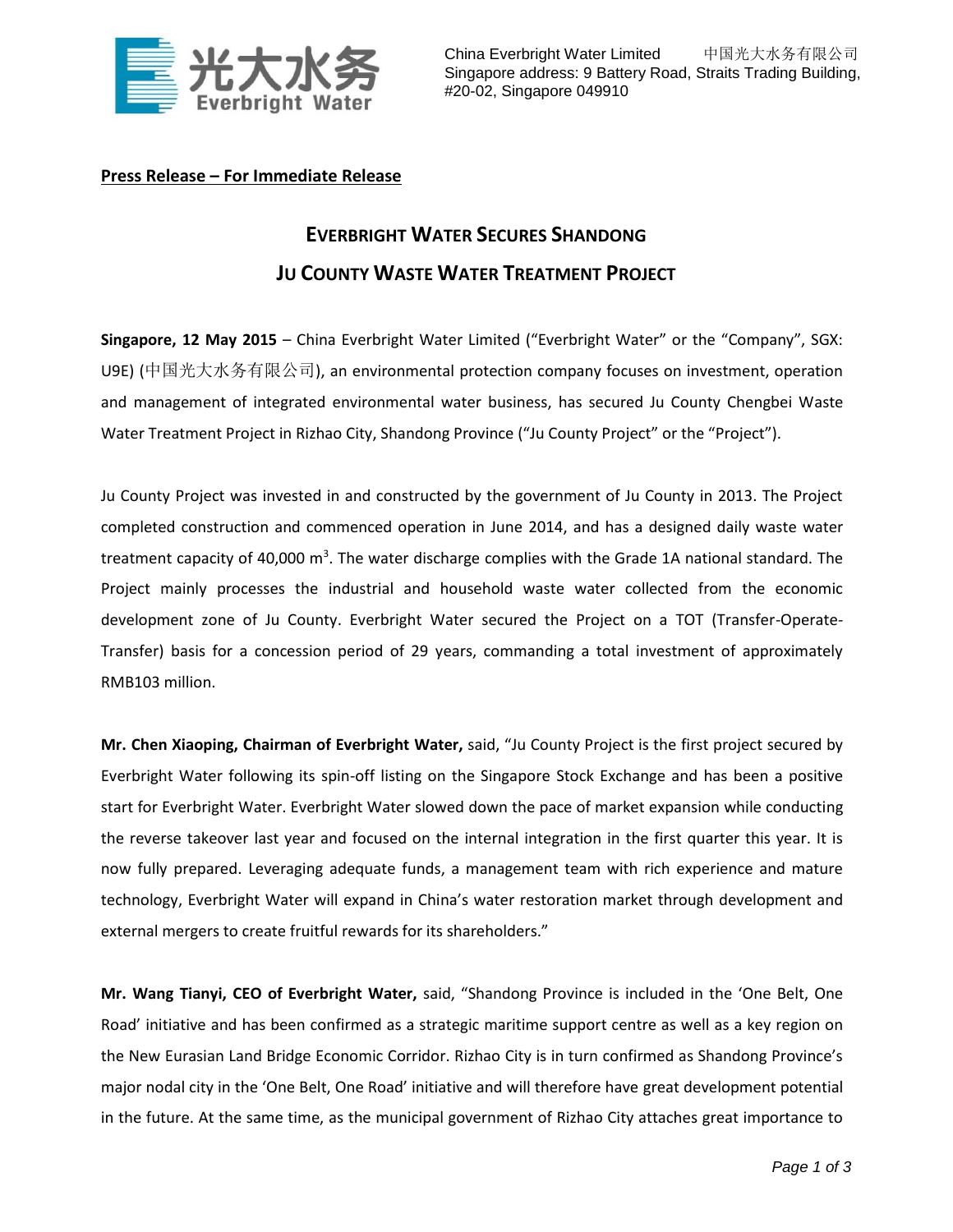China Everbright Water Limited 中国光大水务有限公司
Singapore address: 9 Battery Road, Straits Trading Building, #20-02, Singapore 049910

**Press Release – For Immediate Release**

# EVERBRIGHT WATER SECURES SHANDONG JU COUNTY WASTE WATER TREATMENT PROJECT

**Singapore, 12 May 2015** – China Everbright Water Limited ("Everbright Water" or the "Company", SGX: U9E) (中国光大水务有限公司), an environmental protection company focuses on investment, operation and management of integrated environmental water business, has secured Ju County Chengbei Waste Water Treatment Project in Rizhao City, Shandong Province ("Ju County Project" or the "Project").

Ju County Project was invested in and constructed by the government of Ju County in 2013. The Project completed construction and commenced operation in June 2014, and has a designed daily waste water treatment capacity of 40,000 $m^3$. The water discharge complies with the Grade 1A national standard. The Project mainly processes the industrial and household waste water collected from the economic development zone of Ju County. Everbright Water secured the Project on a TOT (Transfer-Operate-Transfer) basis for a concession period of 29 years, commanding a total investment of approximately RMB103 million.

**Mr. Chen Xiaoping, Chairman of Everbright Water,** said, "Ju County Project is the first project secured by Everbright Water following its spin-off listing on the Singapore Stock Exchange and has been a positive start for Everbright Water. Everbright Water slowed down the pace of market expansion while conducting the reverse takeover last year and focused on the internal integration in the first quarter this year. It is now fully prepared. Leveraging adequate funds, a management team with rich experience and mature technology, Everbright Water will expand in China's water restoration market through development and external mergers to create fruitful rewards for its shareholders."

**Mr. Wang Tianyi, CEO of Everbright Water,** said, "Shandong Province is included in the 'One Belt, One Road' initiative and has been confirmed as a strategic maritime support centre as well as a key region on the New Eurasian Land Bridge Economic Corridor. Rizhao City is in turn confirmed as Shandong Province's major nodal city in the 'One Belt, One Road' initiative and will therefore have great development potential in the future. At the same time, as the municipal government of Rizhao City attaches great importance to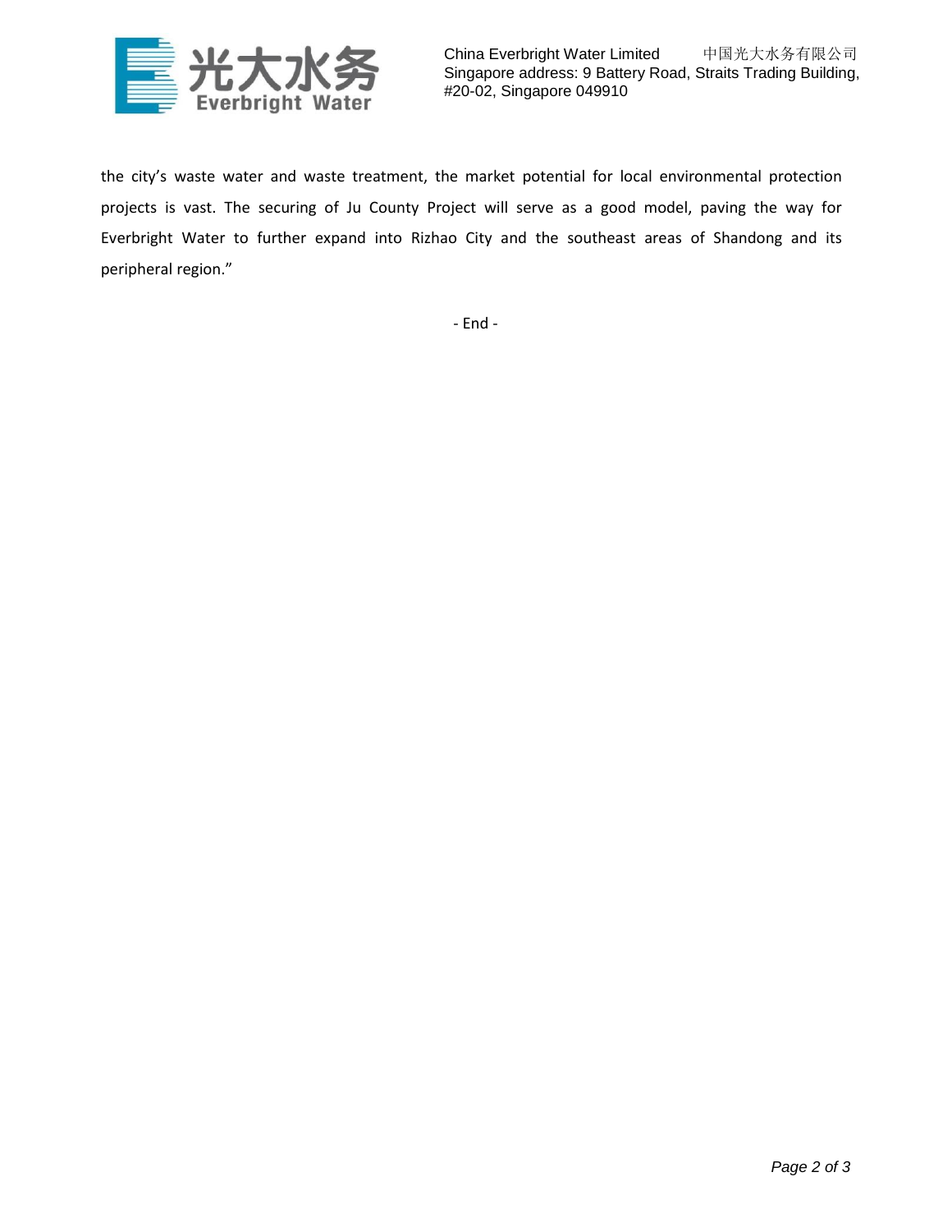the city's waste water and waste treatment, the market potential for local environmental protection projects is vast. The securing of Ju County Project will serve as a good model, paving the way for Everbright Water to further expand into Rizhao City and the southeast areas of Shandong and its peripheral region."

- End -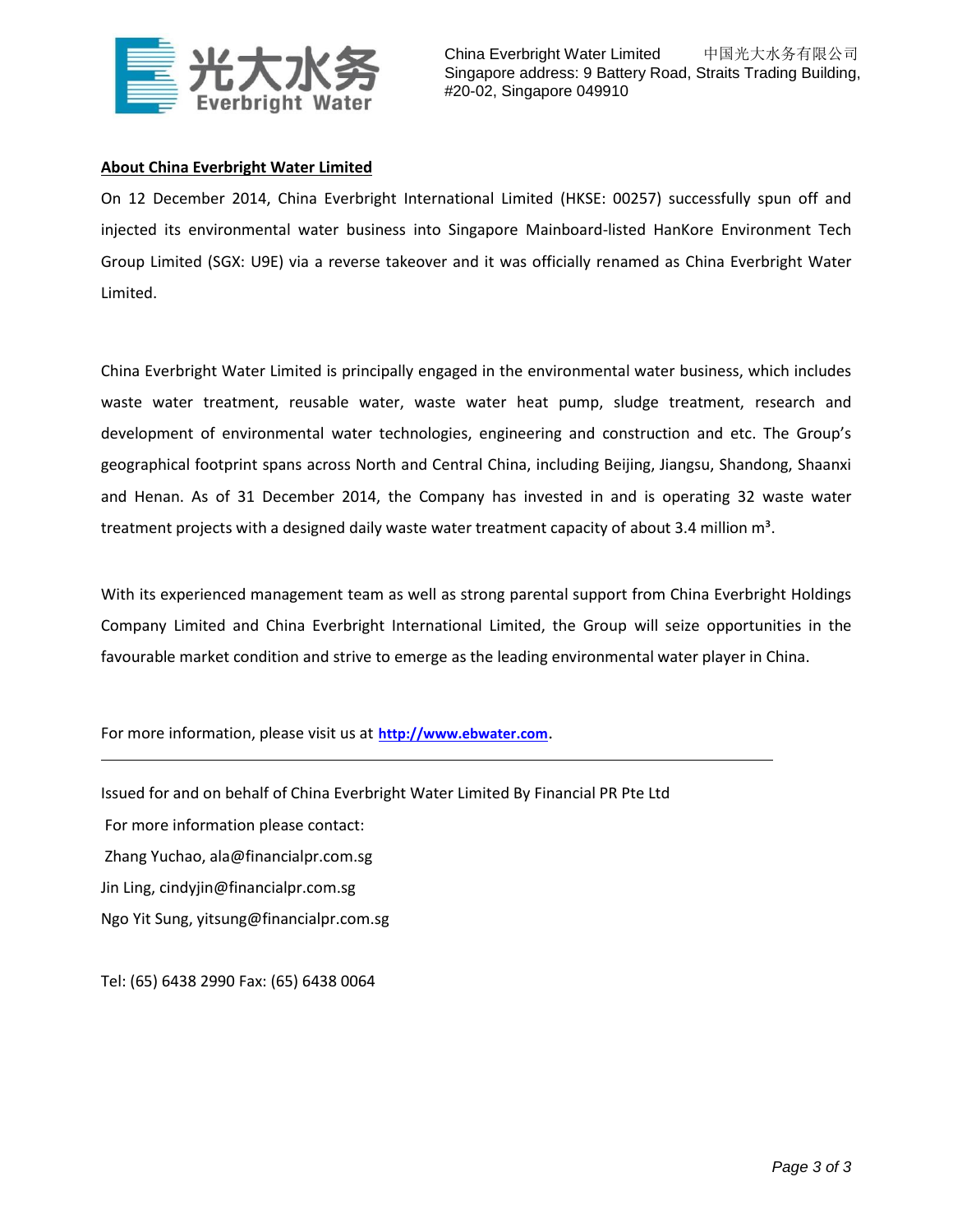China Everbright Water Limited 中国光大水务有限公司
Singapore address: 9 Battery Road, Straits Trading Building, #20-02, Singapore 049910

**About China Everbright Water Limited**

On 12 December 2014, China Everbright International Limited (HKSE: 00257) successfully spun off and injected its environmental water business into Singapore Mainboard-listed HanKore Environment Tech Group Limited (SGX: U9E) via a reverse takeover and it was officially renamed as China Everbright Water Limited.

China Everbright Water Limited is principally engaged in the environmental water business, which includes waste water treatment, reusable water, waste water heat pump, sludge treatment, research and development of environmental water technologies, engineering and construction and etc. The Group's geographical footprint spans across North and Central China, including Beijing, Jiangsu, Shandong, Shaanxi and Henan. As of 31 December 2014, the Company has invested in and is operating 32 waste water treatment projects with a designed daily waste water treatment capacity of about 3.4 million $m^3$.

With its experienced management team as well as strong parental support from China Everbright Holdings Company Limited and China Everbright International Limited, the Group will seize opportunities in the favourable market condition and strive to emerge as the leading environmental water player in China.

For more information, please visit us at **http://www.ebwater.com**.

---

Issued for and on behalf of China Everbright Water Limited By Financial PR Pte Ltd

For more information please contact:

Zhang Yuchao, ala@financialpr.com.sg

Jin Ling, cindyjin@financialpr.com.sg

Ngo Yit Sung, yitsung@financialpr.com.sg

Tel: (65) 6438 2990 Fax: (65) 6438 0064